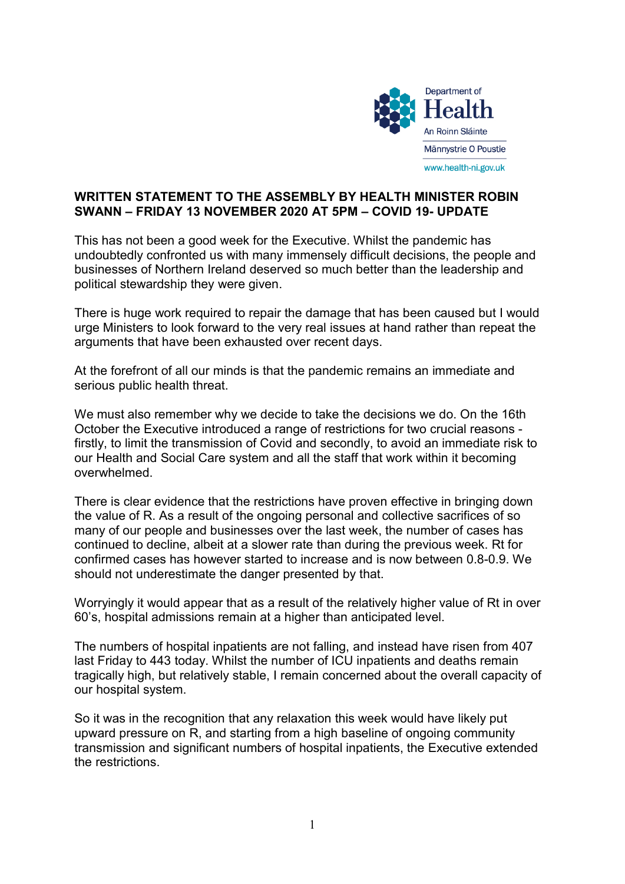Department of Health

An Roinn Sláinte

Männystrie O Poustie

www.health-ni.gov.uk

**WRITTEN STATEMENT TO THE ASSEMBLY BY HEALTH MINISTER ROBIN SWANN – FRIDAY 13 NOVEMBER 2020 AT 5PM – COVID 19- UPDATE**

This has not been a good week for the Executive. Whilst the pandemic has undoubtedly confronted us with many immensely difficult decisions, the people and businesses of Northern Ireland deserved so much better than the leadership and political stewardship they were given.

There is huge work required to repair the damage that has been caused but I would urge Ministers to look forward to the very real issues at hand rather than repeat the arguments that have been exhausted over recent days.

At the forefront of all our minds is that the pandemic remains an immediate and serious public health threat.

We must also remember why we decide to take the decisions we do. On the 16th October the Executive introduced a range of restrictions for two crucial reasons - firstly, to limit the transmission of Covid and secondly, to avoid an immediate risk to our Health and Social Care system and all the staff that work within it becoming overwhelmed.

There is clear evidence that the restrictions have proven effective in bringing down the value of R. As a result of the ongoing personal and collective sacrifices of so many of our people and businesses over the last week, the number of cases has continued to decline, albeit at a slower rate than during the previous week. Rt for confirmed cases has however started to increase and is now between 0.8-0.9. We should not underestimate the danger presented by that.

Worryingly it would appear that as a result of the relatively higher value of Rt in over 60's, hospital admissions remain at a higher than anticipated level.

The numbers of hospital inpatients are not falling, and instead have risen from 407 last Friday to 443 today. Whilst the number of ICU inpatients and deaths remain tragically high, but relatively stable, I remain concerned about the overall capacity of our hospital system.

So it was in the recognition that any relaxation this week would have likely put upward pressure on R, and starting from a high baseline of ongoing community transmission and significant numbers of hospital inpatients, the Executive extended the restrictions.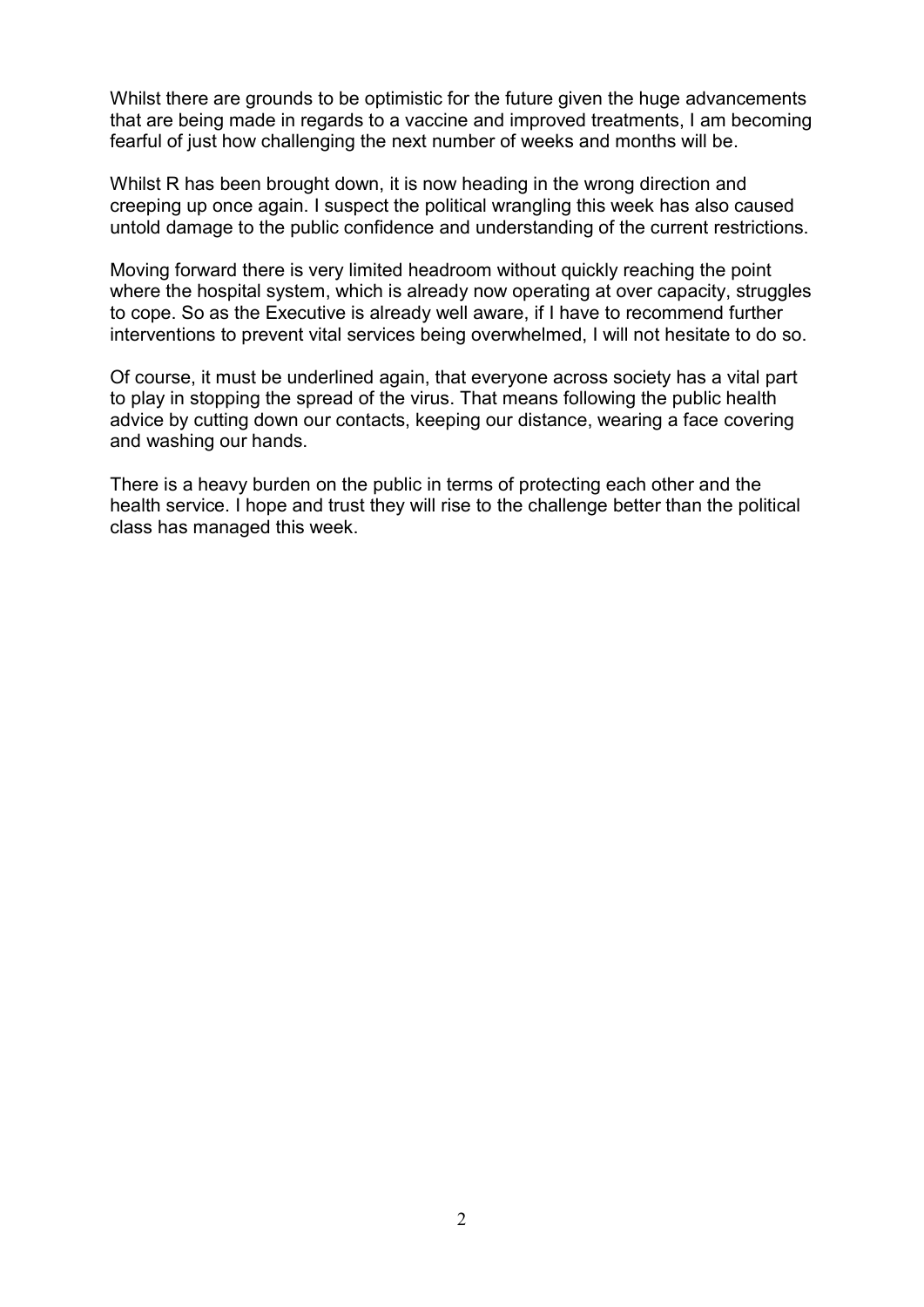Whilst there are grounds to be optimistic for the future given the huge advancements that are being made in regards to a vaccine and improved treatments, I am becoming fearful of just how challenging the next number of weeks and months will be.

Whilst R has been brought down, it is now heading in the wrong direction and creeping up once again. I suspect the political wrangling this week has also caused untold damage to the public confidence and understanding of the current restrictions.

Moving forward there is very limited headroom without quickly reaching the point where the hospital system, which is already now operating at over capacity, struggles to cope. So as the Executive is already well aware, if I have to recommend further interventions to prevent vital services being overwhelmed, I will not hesitate to do so.

Of course, it must be underlined again, that everyone across society has a vital part to play in stopping the spread of the virus. That means following the public health advice by cutting down our contacts, keeping our distance, wearing a face covering and washing our hands.

There is a heavy burden on the public in terms of protecting each other and the health service. I hope and trust they will rise to the challenge better than the political class has managed this week.